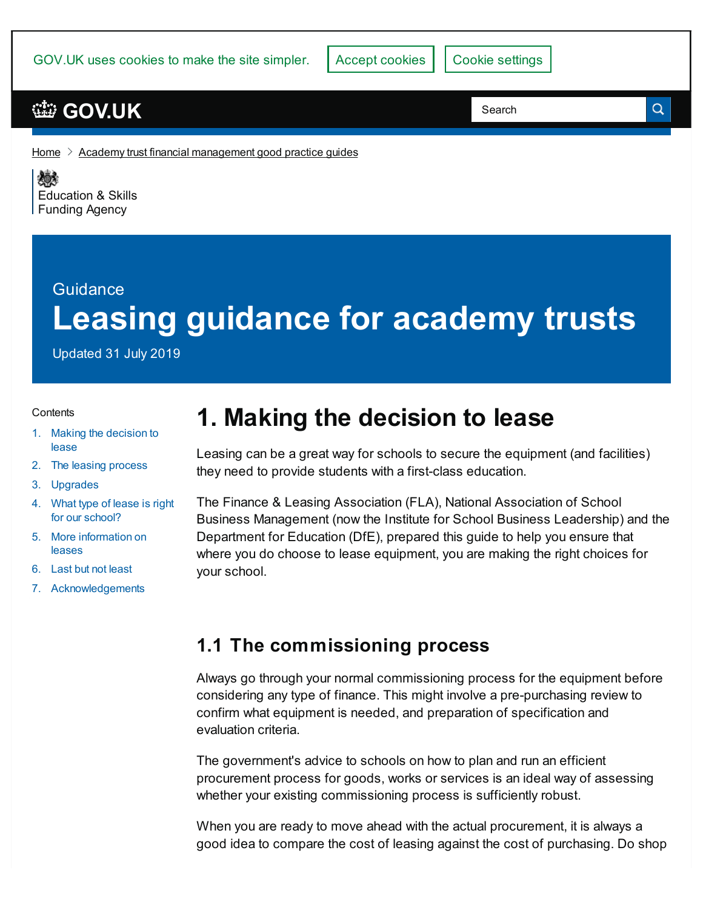Home > Academy trust financial management good practice guides

Education & Skills Funding Agency

Guidance

# Leasing guidance for academy trusts

Updated 31 July 2019

Contents

1. Making the decision to lease
2. The leasing process
3. Upgrades
4. What type of lease is right for our school?
5. More information on leases
6. Last but not least
7. Acknowledgements

## 1. Making the decision to lease

Leasing can be a great way for schools to secure the equipment (and facilities) they need to provide students with a first-class education.

The Finance & Leasing Association (FLA), National Association of School Business Management (now the Institute for School Business Leadership) and the Department for Education (DfE), prepared this guide to help you ensure that where you do choose to lease equipment, you are making the right choices for your school.

### 1.1 The commissioning process

Always go through your normal commissioning process for the equipment before considering any type of finance. This might involve a pre-purchasing review to confirm what equipment is needed, and preparation of specification and evaluation criteria.

The government's advice to schools on how to plan and run an efficient procurement process for goods, works or services is an ideal way of assessing whether your existing commissioning process is sufficiently robust.

When you are ready to move ahead with the actual procurement, it is always a good idea to compare the cost of leasing against the cost of purchasing. Do shop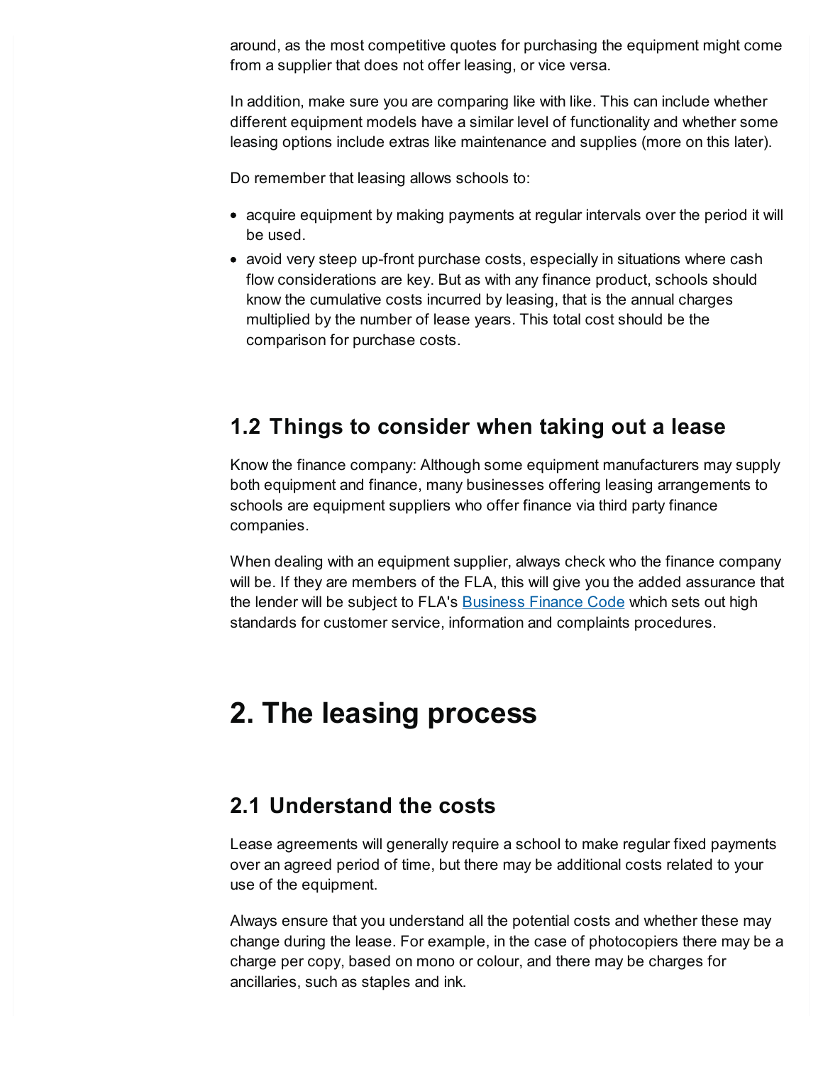around, as the most competitive quotes for purchasing the equipment might come from a supplier that does not offer leasing, or vice versa.

In addition, make sure you are comparing like with like. This can include whether different equipment models have a similar level of functionality and whether some leasing options include extras like maintenance and supplies (more on this later).

Do remember that leasing allows schools to:

- acquire equipment by making payments at regular intervals over the period it will be used.
- avoid very steep up-front purchase costs, especially in situations where cash flow considerations are key. But as with any finance product, schools should know the cumulative costs incurred by leasing, that is the annual charges multiplied by the number of lease years. This total cost should be the comparison for purchase costs.

## 1.2 Things to consider when taking out a lease

Know the finance company: Although some equipment manufacturers may supply both equipment and finance, many businesses offering leasing arrangements to schools are equipment suppliers who offer finance via third party finance companies.

When dealing with an equipment supplier, always check who the finance company will be. If they are members of the FLA, this will give you the added assurance that the lender will be subject to FLA's Business Finance Code which sets out high standards for customer service, information and complaints procedures.

# 2. The leasing process

## 2.1 Understand the costs

Lease agreements will generally require a school to make regular fixed payments over an agreed period of time, but there may be additional costs related to your use of the equipment.

Always ensure that you understand all the potential costs and whether these may change during the lease. For example, in the case of photocopiers there may be a charge per copy, based on mono or colour, and there may be charges for ancillaries, such as staples and ink.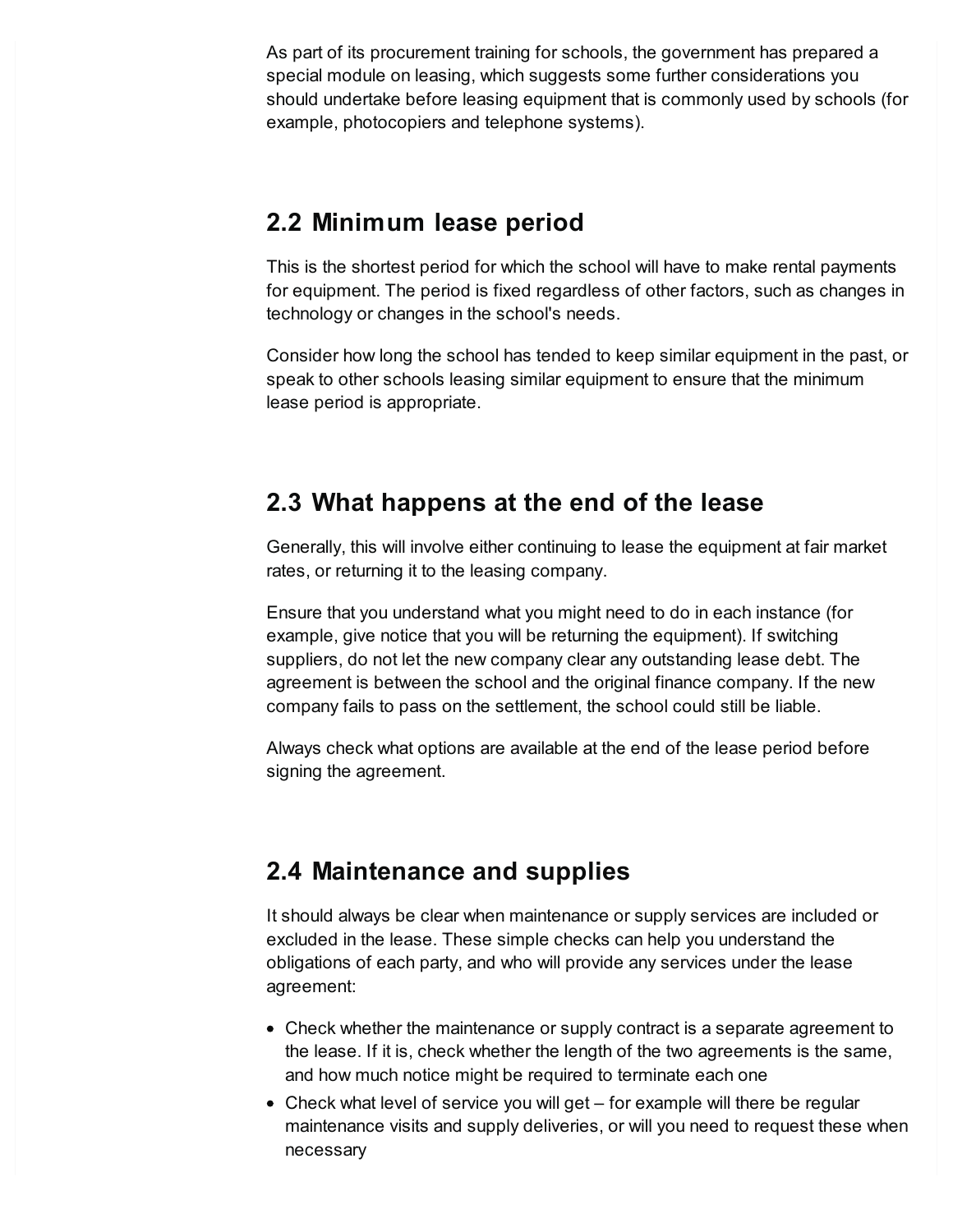As part of its procurement training for schools, the government has prepared a special module on leasing, which suggests some further considerations you should undertake before leasing equipment that is commonly used by schools (for example, photocopiers and telephone systems).

## 2.2 Minimum lease period

This is the shortest period for which the school will have to make rental payments for equipment. The period is fixed regardless of other factors, such as changes in technology or changes in the school's needs.

Consider how long the school has tended to keep similar equipment in the past, or speak to other schools leasing similar equipment to ensure that the minimum lease period is appropriate.

## 2.3 What happens at the end of the lease

Generally, this will involve either continuing to lease the equipment at fair market rates, or returning it to the leasing company.

Ensure that you understand what you might need to do in each instance (for example, give notice that you will be returning the equipment). If switching suppliers, do not let the new company clear any outstanding lease debt. The agreement is between the school and the original finance company. If the new company fails to pass on the settlement, the school could still be liable.

Always check what options are available at the end of the lease period before signing the agreement.

## 2.4 Maintenance and supplies

It should always be clear when maintenance or supply services are included or excluded in the lease. These simple checks can help you understand the obligations of each party, and who will provide any services under the lease agreement:

- Check whether the maintenance or supply contract is a separate agreement to the lease. If it is, check whether the length of the two agreements is the same, and how much notice might be required to terminate each one
- Check what level of service you will get – for example will there be regular maintenance visits and supply deliveries, or will you need to request these when necessary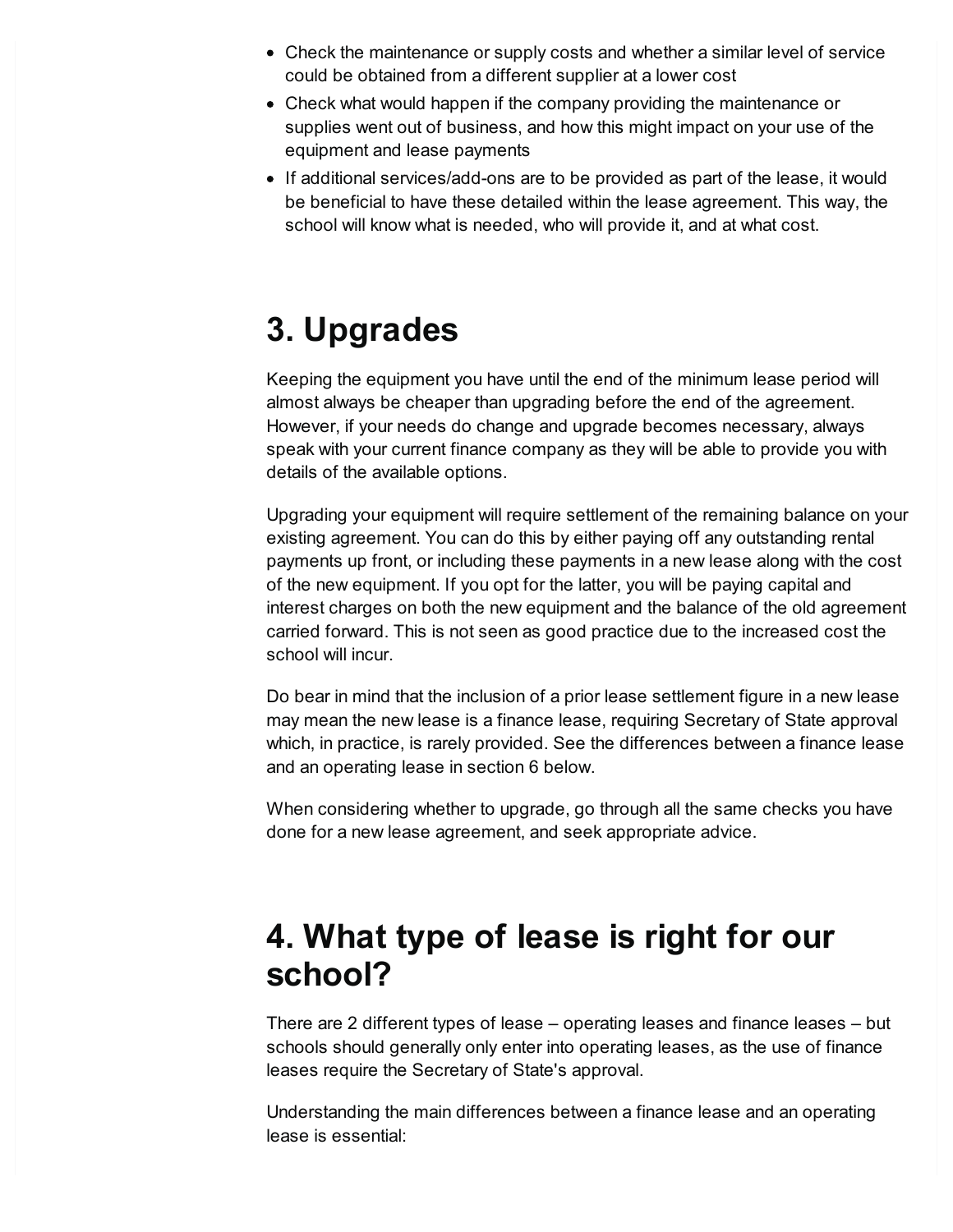- Check the maintenance or supply costs and whether a similar level of service could be obtained from a different supplier at a lower cost
- Check what would happen if the company providing the maintenance or supplies went out of business, and how this might impact on your use of the equipment and lease payments
- If additional services/add-ons are to be provided as part of the lease, it would be beneficial to have these detailed within the lease agreement. This way, the school will know what is needed, who will provide it, and at what cost.

## 3. Upgrades

Keeping the equipment you have until the end of the minimum lease period will almost always be cheaper than upgrading before the end of the agreement. However, if your needs do change and upgrade becomes necessary, always speak with your current finance company as they will be able to provide you with details of the available options.

Upgrading your equipment will require settlement of the remaining balance on your existing agreement. You can do this by either paying off any outstanding rental payments up front, or including these payments in a new lease along with the cost of the new equipment. If you opt for the latter, you will be paying capital and interest charges on both the new equipment and the balance of the old agreement carried forward. This is not seen as good practice due to the increased cost the school will incur.

Do bear in mind that the inclusion of a prior lease settlement figure in a new lease may mean the new lease is a finance lease, requiring Secretary of State approval which, in practice, is rarely provided. See the differences between a finance lease and an operating lease in section 6 below.

When considering whether to upgrade, go through all the same checks you have done for a new lease agreement, and seek appropriate advice.

## 4. What type of lease is right for our school?

There are 2 different types of lease – operating leases and finance leases – but schools should generally only enter into operating leases, as the use of finance leases require the Secretary of State's approval.

Understanding the main differences between a finance lease and an operating lease is essential: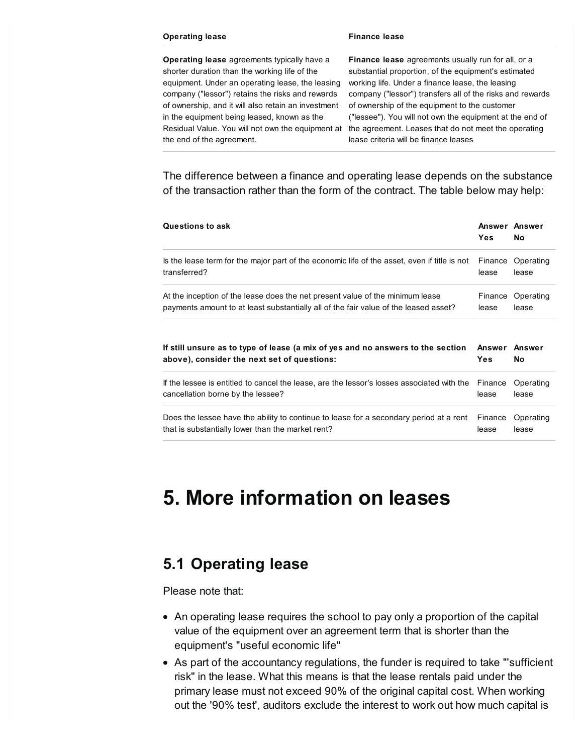| Operating lease | Finance lease |
| --- | --- |
| **Operating lease** agreements typically have a shorter duration than the working life of the equipment. Under an operating lease, the leasing company ("lessor") retains the risks and rewards of ownership, and it will also retain an investment in the equipment being leased, known as the Residual Value. You will not own the equipment at the end of the agreement. | **Finance lease** agreements usually run for all, or a substantial proportion, of the equipment's estimated working life. Under a finance lease, the leasing company ("lessor") transfers all of the risks and rewards of ownership of the equipment to the customer ("lessee"). You will not own the equipment at the end of the agreement. Leases that do not meet the operating lease criteria will be finance leases |

The difference between a finance and operating lease depends on the substance of the transaction rather than the form of the contract. The table below may help:

| Questions to ask | Answer Yes | Answer No |
| --- | --- | --- |
| Is the lease term for the major part of the economic life of the asset, even if title is not transferred? | Finance lease | Operating lease |
| At the inception of the lease does the net present value of the minimum lease payments amount to at least substantially all of the fair value of the leased asset? | Finance lease | Operating lease |

| If still unsure as to type of lease (a mix of yes and no answers to the section above), consider the next set of questions: | Answer Yes | Answer No |
| --- | --- | --- |
| If the lessee is entitled to cancel the lease, are the lessor's losses associated with the cancellation borne by the lessee? | Finance lease | Operating lease |
| Does the lessee have the ability to continue to lease for a secondary period at a rent that is substantially lower than the market rent? | Finance lease | Operating lease |

# 5. More information on leases

## 5.1 Operating lease

Please note that:

- An operating lease requires the school to pay only a proportion of the capital value of the equipment over an agreement term that is shorter than the equipment's "useful economic life"
- As part of the accountancy regulations, the funder is required to take "'sufficient risk" in the lease. What this means is that the lease rentals paid under the primary lease must not exceed 90% of the original capital cost. When working out the '90% test', auditors exclude the interest to work out how much capital is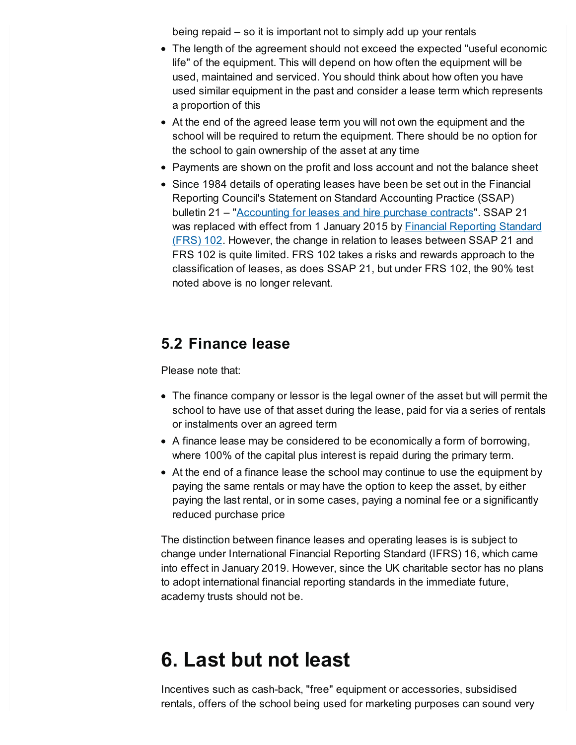being repaid – so it is important not to simply add up your rentals

- The length of the agreement should not exceed the expected "useful economic life" of the equipment. This will depend on how often the equipment will be used, maintained and serviced. You should think about how often you have used similar equipment in the past and consider a lease term which represents a proportion of this
- At the end of the agreed lease term you will not own the equipment and the school will be required to return the equipment. There should be no option for the school to gain ownership of the asset at any time
- Payments are shown on the profit and loss account and not the balance sheet
- Since 1984 details of operating leases have been be set out in the Financial Reporting Council's Statement on Standard Accounting Practice (SSAP) bulletin 21 – "Accounting for leases and hire purchase contracts". SSAP 21 was replaced with effect from 1 January 2015 by Financial Reporting Standard (FRS) 102. However, the change in relation to leases between SSAP 21 and FRS 102 is quite limited. FRS 102 takes a risks and rewards approach to the classification of leases, as does SSAP 21, but under FRS 102, the 90% test noted above is no longer relevant.

## 5.2 Finance lease

Please note that:

- The finance company or lessor is the legal owner of the asset but will permit the school to have use of that asset during the lease, paid for via a series of rentals or instalments over an agreed term
- A finance lease may be considered to be economically a form of borrowing, where 100% of the capital plus interest is repaid during the primary term.
- At the end of a finance lease the school may continue to use the equipment by paying the same rentals or may have the option to keep the asset, by either paying the last rental, or in some cases, paying a nominal fee or a significantly reduced purchase price

The distinction between finance leases and operating leases is is subject to change under International Financial Reporting Standard (IFRS) 16, which came into effect in January 2019. However, since the UK charitable sector has no plans to adopt international financial reporting standards in the immediate future, academy trusts should not be.

# 6. Last but not least

Incentives such as cash-back, "free" equipment or accessories, subsidised rentals, offers of the school being used for marketing purposes can sound very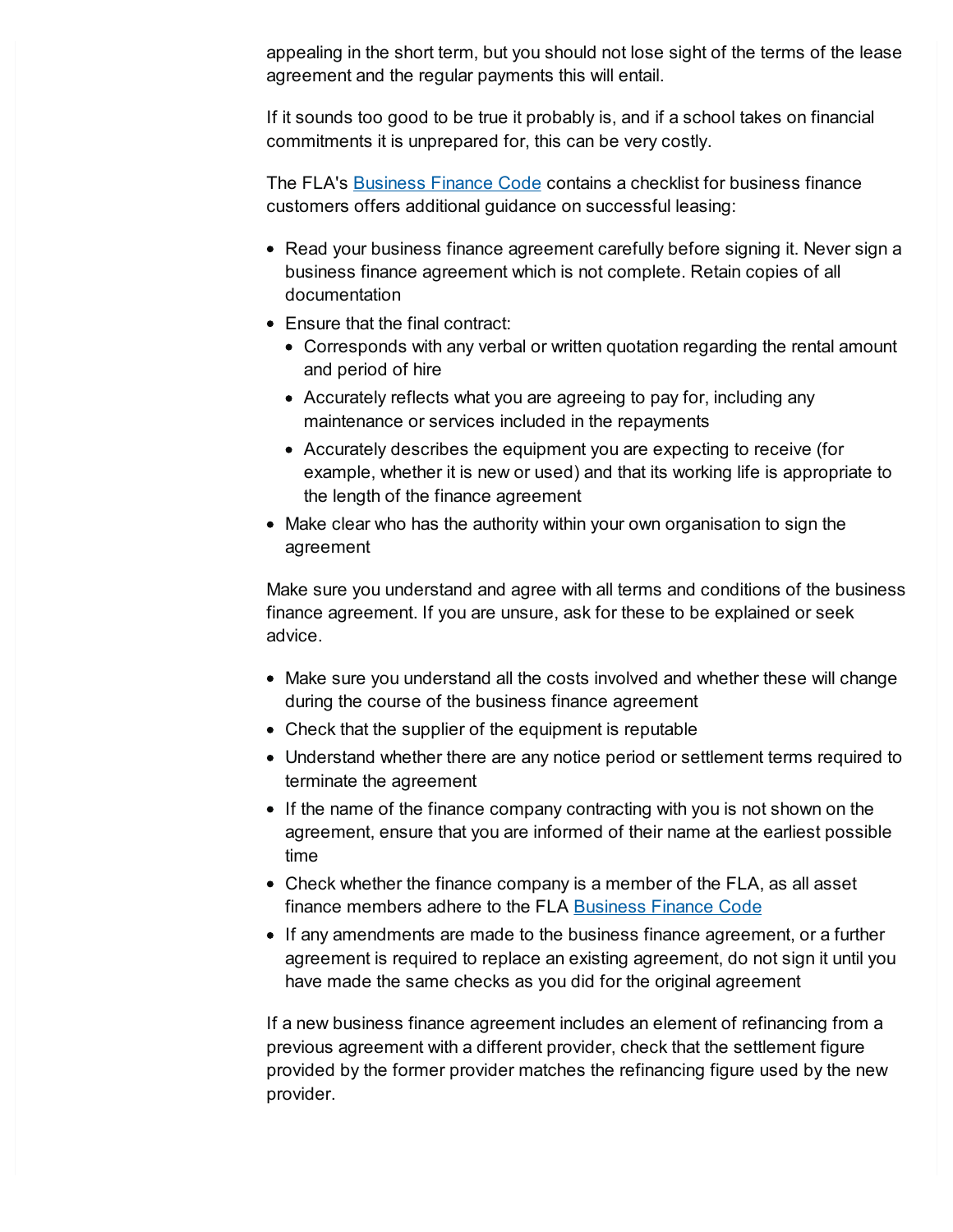appealing in the short term, but you should not lose sight of the terms of the lease agreement and the regular payments this will entail.

If it sounds too good to be true it probably is, and if a school takes on financial commitments it is unprepared for, this can be very costly.

The FLA's [Business Finance Code]() contains a checklist for business finance customers offers additional guidance on successful leasing:

- Read your business finance agreement carefully before signing it. Never sign a business finance agreement which is not complete. Retain copies of all documentation
- Ensure that the final contract:
  - Corresponds with any verbal or written quotation regarding the rental amount and period of hire
  - Accurately reflects what you are agreeing to pay for, including any maintenance or services included in the repayments
  - Accurately describes the equipment you are expecting to receive (for example, whether it is new or used) and that its working life is appropriate to the length of the finance agreement
- Make clear who has the authority within your own organisation to sign the agreement

Make sure you understand and agree with all terms and conditions of the business finance agreement. If you are unsure, ask for these to be explained or seek advice.

- Make sure you understand all the costs involved and whether these will change during the course of the business finance agreement
- Check that the supplier of the equipment is reputable
- Understand whether there are any notice period or settlement terms required to terminate the agreement
- If the name of the finance company contracting with you is not shown on the agreement, ensure that you are informed of their name at the earliest possible time
- Check whether the finance company is a member of the FLA, as all asset finance members adhere to the FLA [Business Finance Code]()
- If any amendments are made to the business finance agreement, or a further agreement is required to replace an existing agreement, do not sign it until you have made the same checks as you did for the original agreement

If a new business finance agreement includes an element of refinancing from a previous agreement with a different provider, check that the settlement figure provided by the former provider matches the refinancing figure used by the new provider.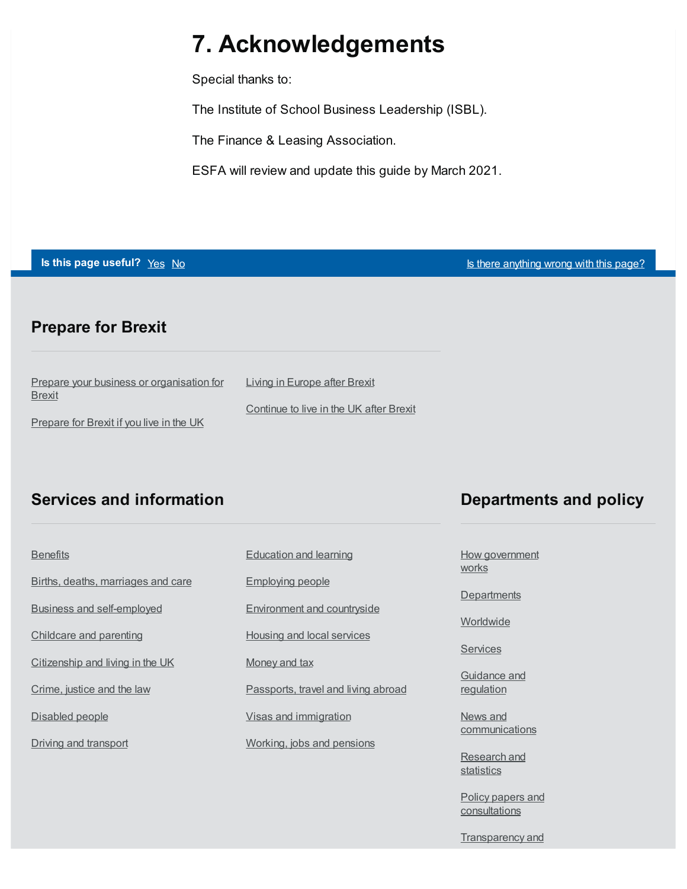# 7. Acknowledgements

Special thanks to:

The Institute of School Business Leadership (ISBL).

The Finance & Leasing Association.

ESFA will review and update this guide by March 2021.

**Is this page useful?** Yes No

Is there anything wrong with this page?

## Prepare for Brexit

- Prepare your business or organisation for Brexit
- Prepare for Brexit if you live in the UK
- Living in Europe after Brexit
- Continue to live in the UK after Brexit

## Services and information

- Benefits
- Births, deaths, marriages and care
- Business and self-employed
- Childcare and parenting
- Citizenship and living in the UK
- Crime, justice and the law
- Disabled people
- Driving and transport
- Education and learning
- Employing people
- Environment and countryside
- Housing and local services
- Money and tax
- Passports, travel and living abroad
- Visas and immigration
- Working, jobs and pensions

## Departments and policy

- How government works
- Departments
- Worldwide
- Services
- Guidance and regulation
- News and communications
- Research and statistics
- Policy papers and consultations
- Transparency and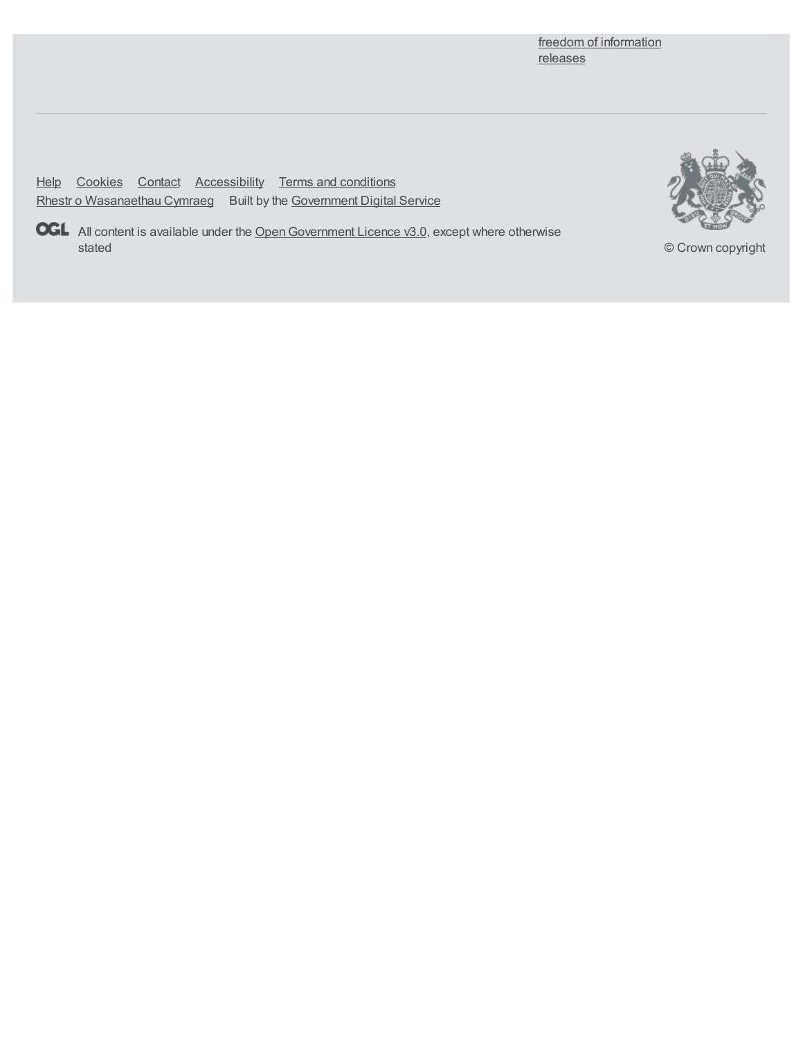freedom of information releases

Help Cookies Contact Accessibility Terms and conditions

Rhestr o Wasanaethau Cymraeg Built by the Government Digital Service

OGL All content is available under the Open Government Licence v3.0, except where otherwise stated

© Crown copyright